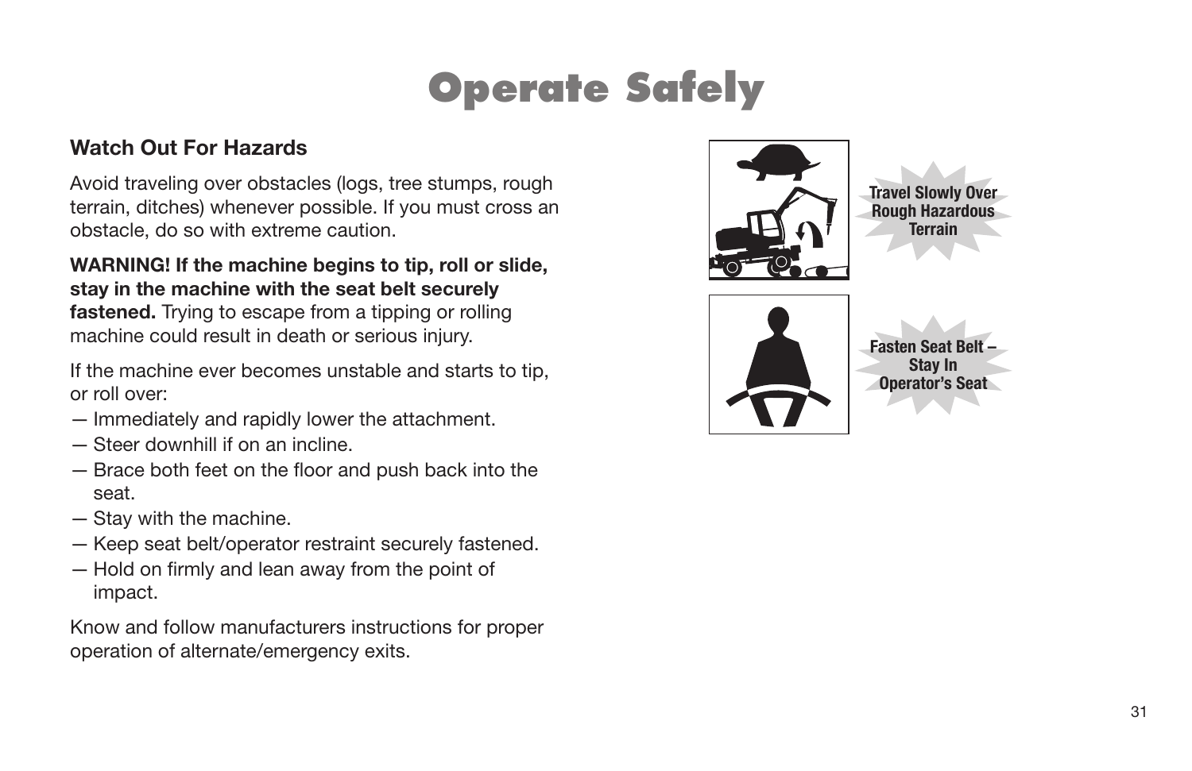# Operate Safely

## Watch Out For Hazards

Avoid traveling over obstacles (logs, tree stumps, rough terrain, ditches) whenever possible. If you must cross an obstacle, do so with extreme caution.

**WARNING! If the machine begins to tip, roll or slide, stay in the machine with the seat belt securely fastened.** Trying to escape from a tipping or rolling machine could result in death or serious injury.

If the machine ever becomes unstable and starts to tip, or roll over:

— Immediately and rapidly lower the attachment.
— Steer downhill if on an incline.
— Brace both feet on the floor and push back into the seat.
— Stay with the machine.
— Keep seat belt/operator restraint securely fastened.
— Hold on firmly and lean away from the point of impact.

Know and follow manufacturers instructions for proper operation of alternate/emergency exits.

**Travel Slowly Over Rough Hazardous Terrain**

**Fasten Seat Belt – Stay In Operator's Seat**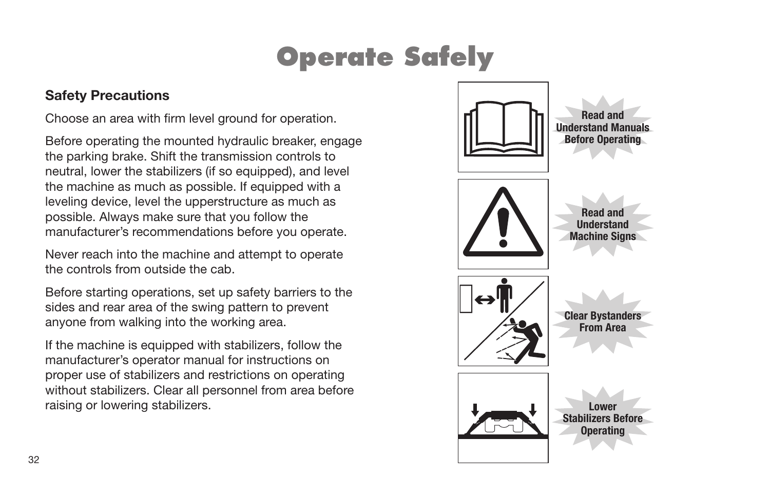# Operate Safely

## Safety Precautions

Choose an area with firm level ground for operation.

Before operating the mounted hydraulic breaker, engage the parking brake. Shift the transmission controls to neutral, lower the stabilizers (if so equipped), and level the machine as much as possible. If equipped with a leveling device, level the upperstructure as much as possible. Always make sure that you follow the manufacturer's recommendations before you operate.

Never reach into the machine and attempt to operate the controls from outside the cab.

Before starting operations, set up safety barriers to the sides and rear area of the swing pattern to prevent anyone from walking into the working area.

If the machine is equipped with stabilizers, follow the manufacturer's operator manual for instructions on proper use of stabilizers and restrictions on operating without stabilizers. Clear all personnel from area before raising or lowering stabilizers.

**Read and Understand Manuals Before Operating**

**Read and Understand Machine Signs**

**Clear Bystanders From Area**

**Lower Stabilizers Before Operating**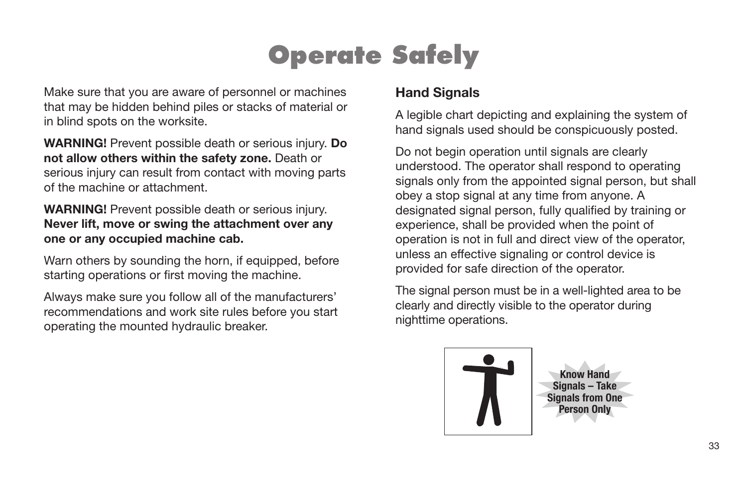# Operate Safely

Make sure that you are aware of personnel or machines that may be hidden behind piles or stacks of material or in blind spots on the worksite.

**WARNING!** Prevent possible death or serious injury. **Do not allow others within the safety zone.** Death or serious injury can result from contact with moving parts of the machine or attachment.

**WARNING!** Prevent possible death or serious injury. **Never lift, move or swing the attachment over any one or any occupied machine cab.**

Warn others by sounding the horn, if equipped, before starting operations or first moving the machine.

Always make sure you follow all of the manufacturers' recommendations and work site rules before you start operating the mounted hydraulic breaker.

## Hand Signals

A legible chart depicting and explaining the system of hand signals used should be conspicuously posted.

Do not begin operation until signals are clearly understood. The operator shall respond to operating signals only from the appointed signal person, but shall obey a stop signal at any time from anyone. A designated signal person, fully qualified by training or experience, shall be provided when the point of operation is not in full and direct view of the operator, unless an effective signaling or control device is provided for safe direction of the operator.

The signal person must be in a well-lighted area to be clearly and directly visible to the operator during nighttime operations.

**Know Hand Signals – Take Signals from One Person Only**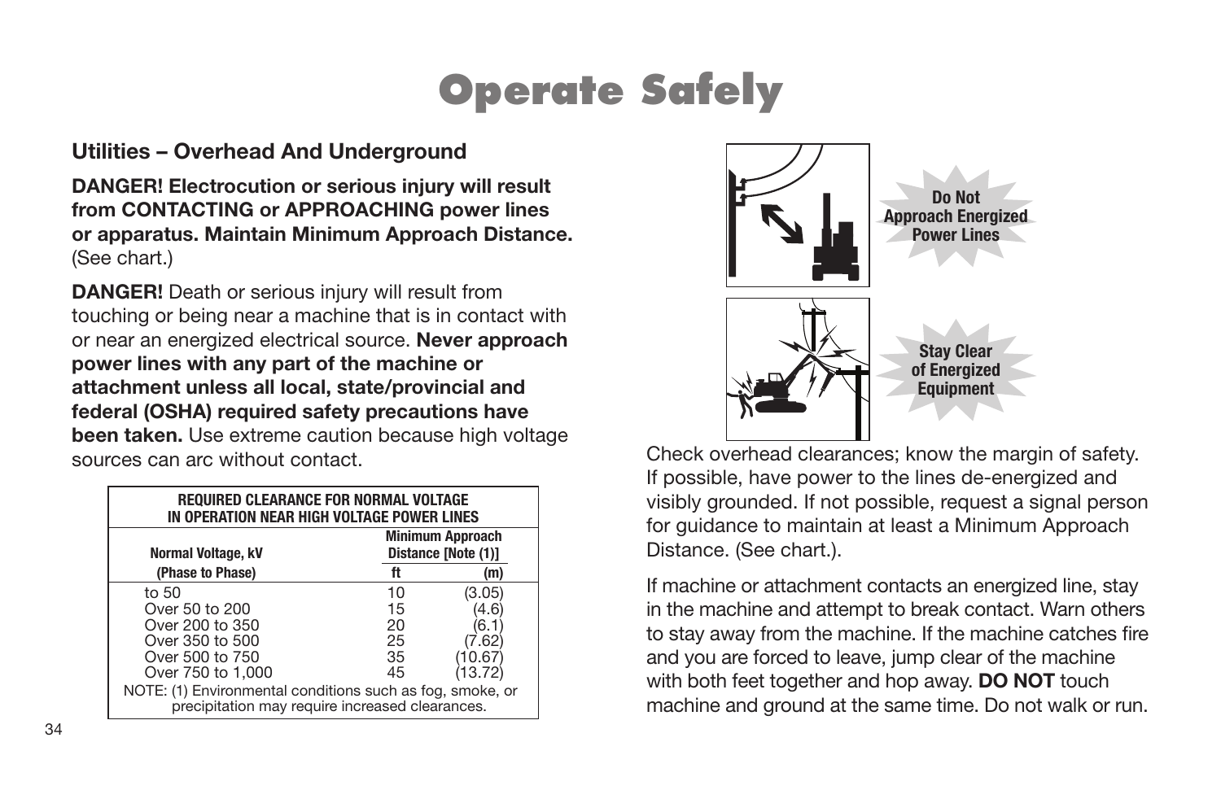# Operate Safely

## Utilities – Overhead And Underground

**DANGER! Electrocution or serious injury will result from CONTACTING or APPROACHING power lines or apparatus. Maintain Minimum Approach Distance.** (See chart.)

**DANGER!** Death or serious injury will result from touching or being near a machine that is in contact with or near an energized electrical source. **Never approach power lines with any part of the machine or attachment unless all local, state/provincial and federal (OSHA) required safety precautions have been taken.** Use extreme caution because high voltage sources can arc without contact.

**REQUIRED CLEARANCE FOR NORMAL VOLTAGE IN OPERATION NEAR HIGH VOLTAGE POWER LINES**

| Normal Voltage, kV | Minimum Approach Distance [Note (1)] | |
|---|---|---|
| (Phase to Phase) | ft | (m) |
| to 50 | 10 | (3.05) |
| Over 50 to 200 | 15 | (4.6) |
| Over 200 to 350 | 20 | (6.1) |
| Over 350 to 500 | 25 | (7.62) |
| Over 500 to 750 | 35 | (10.67) |
| Over 750 to 1,000 | 45 | (13.72) |

NOTE: (1) Environmental conditions such as fog, smoke, or precipitation may require increased clearances.

Do Not Approach Energized Power Lines

Stay Clear of Energized Equipment

Check overhead clearances; know the margin of safety. If possible, have power to the lines de-energized and visibly grounded. If not possible, request a signal person for guidance to maintain at least a Minimum Approach Distance. (See chart.).

If machine or attachment contacts an energized line, stay in the machine and attempt to break contact. Warn others to stay away from the machine. If the machine catches fire and you are forced to leave, jump clear of the machine with both feet together and hop away. **DO NOT** touch machine and ground at the same time. Do not walk or run.